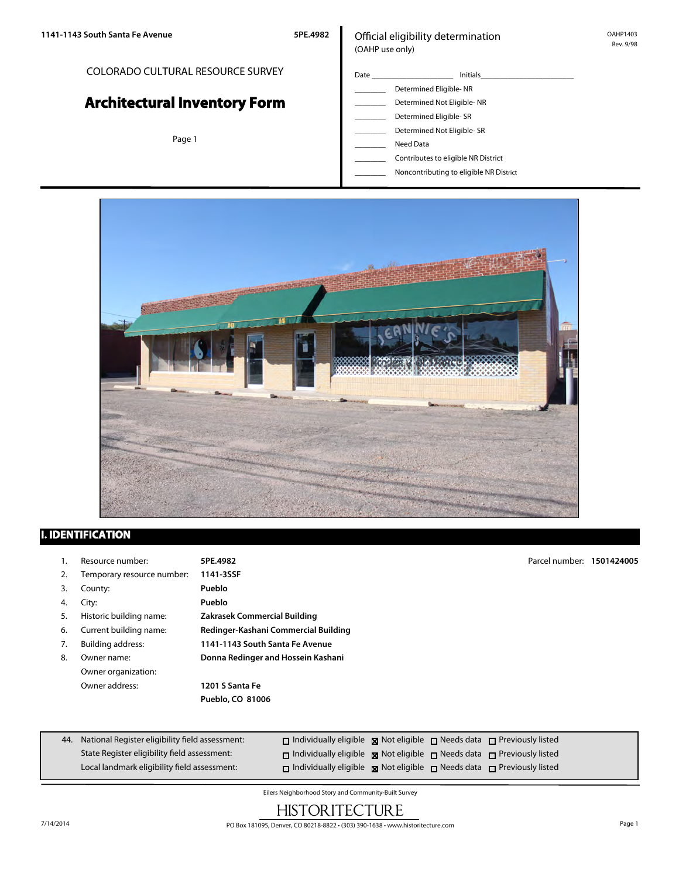1141-1143 South Santa Fe Avenue 5PE.4982

COLORADO CULTURAL RESOURCE SURVEY

# Architectural Inventory Form

Official eligibility determination
(OAHP use only)

OAHP1403
Rev. 9/98

Date ____________ Initials____________

- ________ Determined Eligible- NR
- ________ Determined Not Eligible- NR
- ________ Determined Eligible- SR
- ________ Determined Not Eligible- SR
- ________ Need Data
- ________ Contributes to eligible NR District
- ________ Noncontributing to eligible NR District

## I. IDENTIFICATION

1. Resource number: **5PE.4982** — Parcel number: **1501424005**
2. Temporary resource number: **1141-3SSF**
3. County: **Pueblo**
4. City: **Pueblo**
5. Historic building name: **Zakrasek Commercial Building**
6. Current building name: **Redinger-Kashani Commercial Building**
7. Building address: **1141-1143 South Santa Fe Avenue**
8. Owner name: **Donna Redinger and Hossein Kashani**

   Owner organization:

   Owner address: **1201 S Santa Fe**
   **Pueblo, CO 81006**

44. National Register eligibility field assessment: ☐ Individually eligible ☒ Not eligible ☐ Needs data ☐ Previously listed

    State Register eligibility field assessment: ☐ Individually eligible ☒ Not eligible ☐ Needs data ☐ Previously listed

    Local landmark eligibility field assessment: ☐ Individually eligible ☒ Not eligible ☐ Needs data ☐ Previously listed

Eilers Neighborhood Story and Community-Built Survey

HISTORITECTURE

PO Box 181095, Denver, CO 80218-8822 • (303) 390-1638 • www.historitecture.com

7/14/2014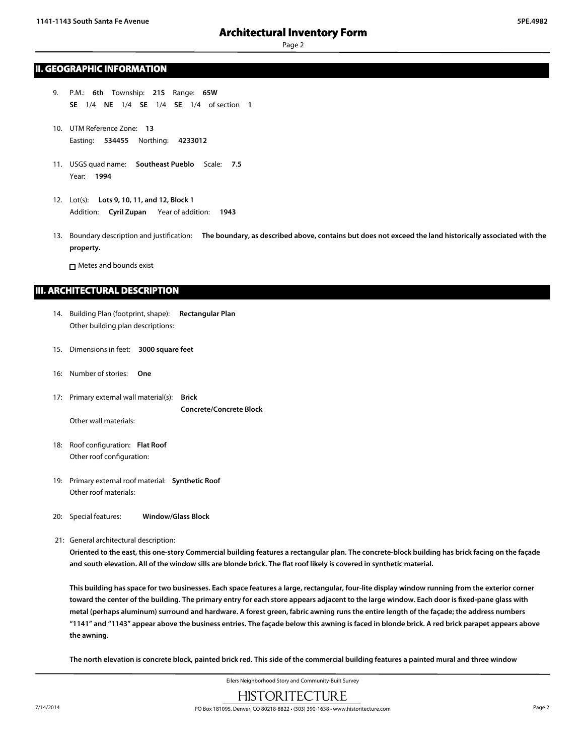## II. GEOGRAPHIC INFORMATION

9. P.M.: **6th** Township: **21S** Range: **65W**
   **SE** 1/4 **NE** 1/4 **SE** 1/4 **SE** 1/4 of section **1**

10. UTM Reference Zone: **13**
    Easting: **534455** Northing: **4233012**

11. USGS quad name: **Southeast Pueblo** Scale: **7.5**
    Year: **1994**

12. Lot(s): **Lots 9, 10, 11, and 12, Block 1**
    Addition: **Cyril Zupan** Year of addition: **1943**

13. Boundary description and justification: **The boundary, as described above, contains but does not exceed the land historically associated with the property.**

    ☐ Metes and bounds exist

## III. ARCHITECTURAL DESCRIPTION

14. Building Plan (footprint, shape): **Rectangular Plan**
    Other building plan descriptions:

15. Dimensions in feet: **3000 square feet**

16: Number of stories: **One**

17: Primary external wall material(s): **Brick**
    **Concrete/Concrete Block**
    Other wall materials:

18: Roof configuration: **Flat Roof**
    Other roof configuration:

19: Primary external roof material: **Synthetic Roof**
    Other roof materials:

20: Special features: **Window/Glass Block**

21: General architectural description:

**Oriented to the east, this one-story Commercial building features a rectangular plan. The concrete-block building has brick facing on the façade and south elevation. All of the window sills are blonde brick. The flat roof likely is covered in synthetic material.**

**This building has space for two businesses. Each space features a large, rectangular, four-lite display window running from the exterior corner toward the center of the building. The primary entry for each store appears adjacent to the large window. Each door is fixed-pane glass with metal (perhaps aluminum) surround and hardware. A forest green, fabric awning runs the entire length of the façade; the address numbers "1141" and "1143" appear above the business entries. The façade below this awning is faced in blonde brick. A red brick parapet appears above the awning.**

**The north elevation is concrete block, painted brick red. This side of the commercial building features a painted mural and three window**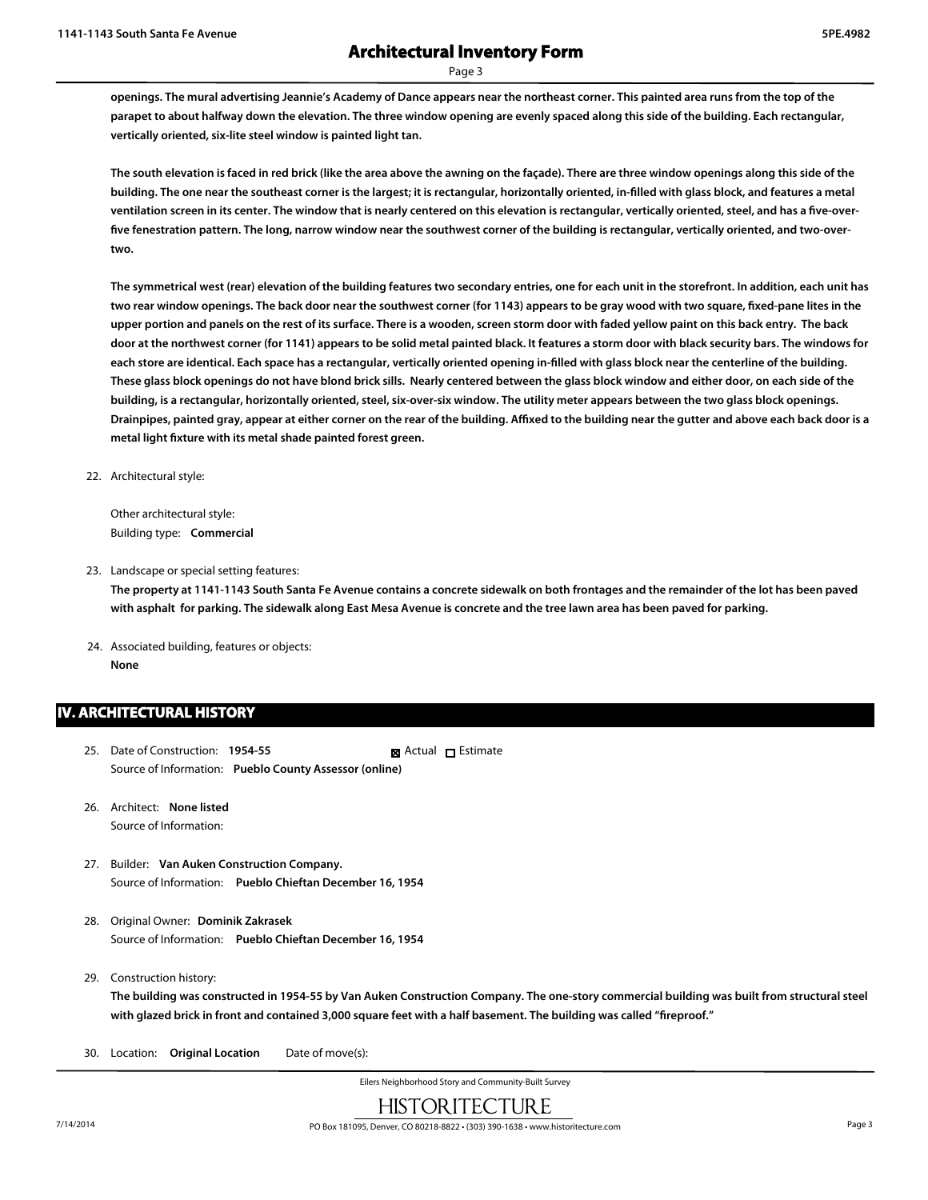openings. The mural advertising Jeannie's Academy of Dance appears near the northeast corner. This painted area runs from the top of the parapet to about halfway down the elevation. The three window opening are evenly spaced along this side of the building. Each rectangular, vertically oriented, six-lite steel window is painted light tan.

The south elevation is faced in red brick (like the area above the awning on the façade). There are three window openings along this side of the building. The one near the southeast corner is the largest; it is rectangular, horizontally oriented, in-filled with glass block, and features a metal ventilation screen in its center. The window that is nearly centered on this elevation is rectangular, vertically oriented, steel, and has a five-over-five fenestration pattern. The long, narrow window near the southwest corner of the building is rectangular, vertically oriented, and two-over-two.

The symmetrical west (rear) elevation of the building features two secondary entries, one for each unit in the storefront. In addition, each unit has two rear window openings. The back door near the southwest corner (for 1143) appears to be gray wood with two square, fixed-pane lites in the upper portion and panels on the rest of its surface. There is a wooden, screen storm door with faded yellow paint on this back entry. The back door at the northwest corner (for 1141) appears to be solid metal painted black. It features a storm door with black security bars. The windows for each store are identical. Each space has a rectangular, vertically oriented opening in-filled with glass block near the centerline of the building. These glass block openings do not have blond brick sills. Nearly centered between the glass block window and either door, on each side of the building, is a rectangular, horizontally oriented, steel, six-over-six window. The utility meter appears between the two glass block openings. Drainpipes, painted gray, appear at either corner on the rear of the building. Affixed to the building near the gutter and above each back door is a metal light fixture with its metal shade painted forest green.

22. Architectural style:

    Other architectural style:
    Building type: **Commercial**

23. Landscape or special setting features:
    **The property at 1141-1143 South Santa Fe Avenue contains a concrete sidewalk on both frontages and the remainder of the lot has been paved with asphalt for parking. The sidewalk along East Mesa Avenue is concrete and the tree lawn area has been paved for parking.**

24. Associated building, features or objects:
    **None**

## IV. ARCHITECTURAL HISTORY

25. Date of Construction: **1954-55** ☒ Actual ☐ Estimate
    Source of Information: **Pueblo County Assessor (online)**

26. Architect: **None listed**
    Source of Information:

27. Builder: **Van Auken Construction Company.**
    Source of Information: **Pueblo Chieftan December 16, 1954**

28. Original Owner: **Dominik Zakrasek**
    Source of Information: **Pueblo Chieftan December 16, 1954**

29. Construction history:
    **The building was constructed in 1954-55 by Van Auken Construction Company. The one-story commercial building was built from structural steel with glazed brick in front and contained 3,000 square feet with a half basement. The building was called "fireproof."**

30. Location: **Original Location** Date of move(s):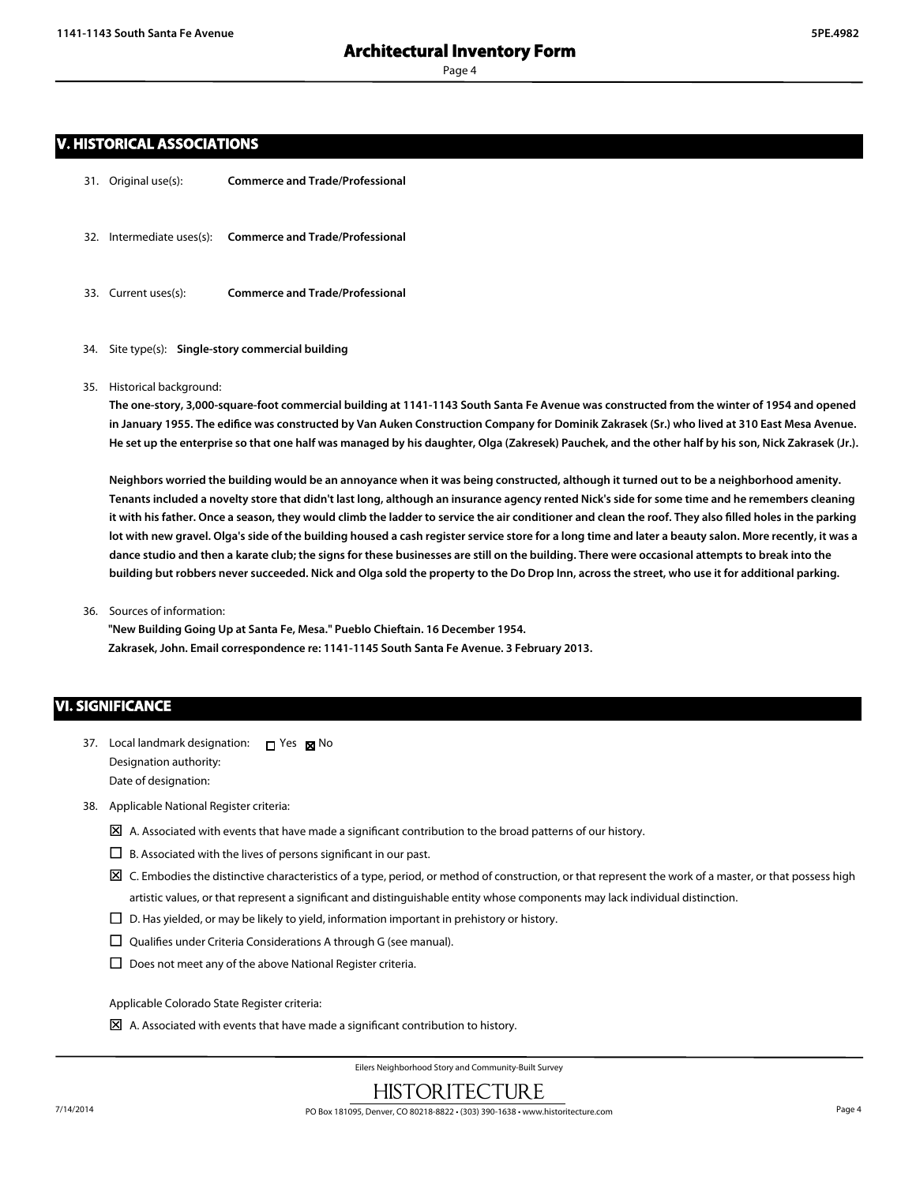## V. HISTORICAL ASSOCIATIONS

31. Original use(s): **Commerce and Trade/Professional**

32. Intermediate uses(s): **Commerce and Trade/Professional**

33. Current uses(s): **Commerce and Trade/Professional**

34. Site type(s): **Single-story commercial building**

35. Historical background:

**The one-story, 3,000-square-foot commercial building at 1141-1143 South Santa Fe Avenue was constructed from the winter of 1954 and opened in January 1955. The edifice was constructed by Van Auken Construction Company for Dominik Zakrasek (Sr.) who lived at 310 East Mesa Avenue. He set up the enterprise so that one half was managed by his daughter, Olga (Zakresek) Pauchek, and the other half by his son, Nick Zakrasek (Jr.).**

**Neighbors worried the building would be an annoyance when it was being constructed, although it turned out to be a neighborhood amenity. Tenants included a novelty store that didn't last long, although an insurance agency rented Nick's side for some time and he remembers cleaning it with his father. Once a season, they would climb the ladder to service the air conditioner and clean the roof. They also filled holes in the parking lot with new gravel. Olga's side of the building housed a cash register service store for a long time and later a beauty salon. More recently, it was a dance studio and then a karate club; the signs for these businesses are still on the building. There were occasional attempts to break into the building but robbers never succeeded. Nick and Olga sold the property to the Do Drop Inn, across the street, who use it for additional parking.**

36. Sources of information:

**"New Building Going Up at Santa Fe, Mesa." Pueblo Chieftain. 16 December 1954.**
**Zakrasek, John. Email correspondence re: 1141-1145 South Santa Fe Avenue. 3 February 2013.**

## VI. SIGNIFICANCE

37. Local landmark designation: ☐ Yes ☒ No
    Designation authority:
    Date of designation:

38. Applicable National Register criteria:

☒ A. Associated with events that have made a significant contribution to the broad patterns of our history.

☐ B. Associated with the lives of persons significant in our past.

☒ C. Embodies the distinctive characteristics of a type, period, or method of construction, or that represent the work of a master, or that possess high artistic values, or that represent a significant and distinguishable entity whose components may lack individual distinction.

☐ D. Has yielded, or may be likely to yield, information important in prehistory or history.

☐ Qualifies under Criteria Considerations A through G (see manual).

☐ Does not meet any of the above National Register criteria.

Applicable Colorado State Register criteria:

☒ A. Associated with events that have made a significant contribution to history.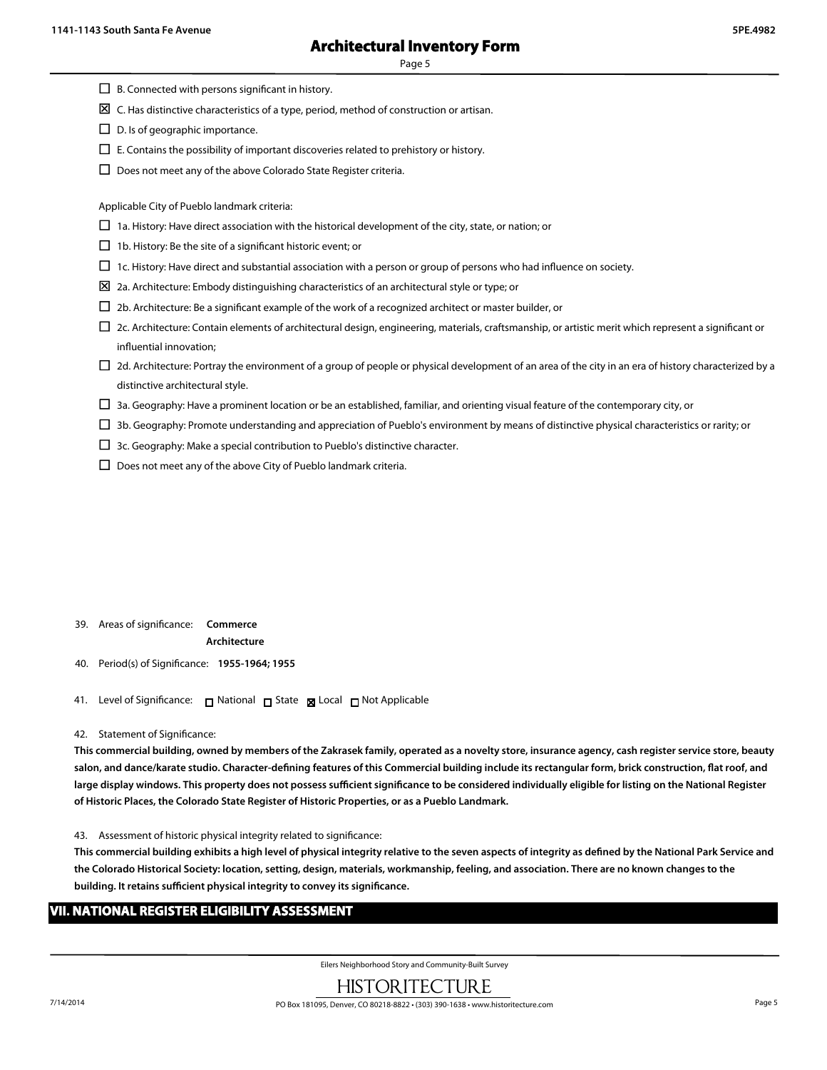- ☐ B. Connected with persons significant in history.
- ☒ C. Has distinctive characteristics of a type, period, method of construction or artisan.
- ☐ D. Is of geographic importance.
- ☐ E. Contains the possibility of important discoveries related to prehistory or history.
- ☐ Does not meet any of the above Colorado State Register criteria.

Applicable City of Pueblo landmark criteria:

- ☐ 1a. History: Have direct association with the historical development of the city, state, or nation; or
- ☐ 1b. History: Be the site of a significant historic event; or
- ☐ 1c. History: Have direct and substantial association with a person or group of persons who had influence on society.
- ☒ 2a. Architecture: Embody distinguishing characteristics of an architectural style or type; or
- ☐ 2b. Architecture: Be a significant example of the work of a recognized architect or master builder, or
- ☐ 2c. Architecture: Contain elements of architectural design, engineering, materials, craftsmanship, or artistic merit which represent a significant or influential innovation;
- ☐ 2d. Architecture: Portray the environment of a group of people or physical development of an area of the city in an era of history characterized by a distinctive architectural style.
- ☐ 3a. Geography: Have a prominent location or be an established, familiar, and orienting visual feature of the contemporary city, or
- ☐ 3b. Geography: Promote understanding and appreciation of Pueblo's environment by means of distinctive physical characteristics or rarity; or
- ☐ 3c. Geography: Make a special contribution to Pueblo's distinctive character.
- ☐ Does not meet any of the above City of Pueblo landmark criteria.

39. Areas of significance: **Commerce**
**Architecture**

40. Period(s) of Significance: **1955-1964; 1955**

41. Level of Significance: ☐ National ☐ State ☒ Local ☐ Not Applicable

42. Statement of Significance:

**This commercial building, owned by members of the Zakrasek family, operated as a novelty store, insurance agency, cash register service store, beauty salon, and dance/karate studio. Character-defining features of this Commercial building include its rectangular form, brick construction, flat roof, and large display windows. This property does not possess sufficient significance to be considered individually eligible for listing on the National Register of Historic Places, the Colorado State Register of Historic Properties, or as a Pueblo Landmark.**

43. Assessment of historic physical integrity related to significance:

**This commercial building exhibits a high level of physical integrity relative to the seven aspects of integrity as defined by the National Park Service and the Colorado Historical Society: location, setting, design, materials, workmanship, feeling, and association. There are no known changes to the building. It retains sufficient physical integrity to convey its significance.**

## VII. NATIONAL REGISTER ELIGIBILITY ASSESSMENT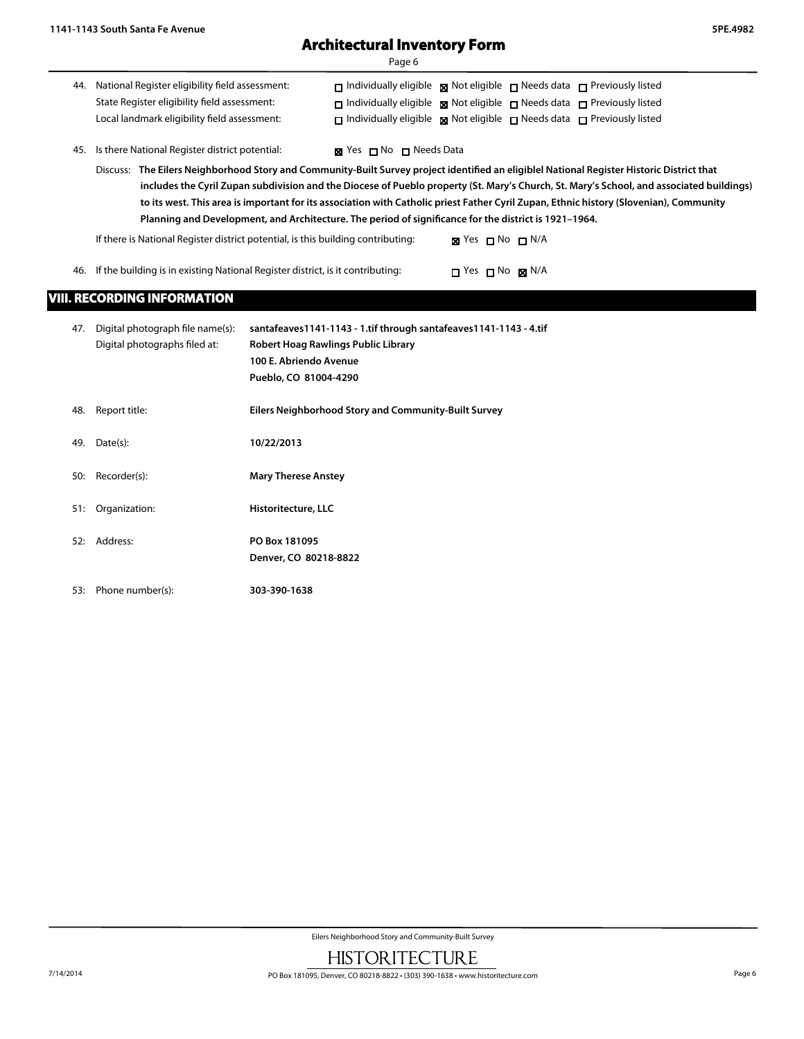44. National Register eligibility field assessment: ☐ Individually eligible ☒ Not eligible ☐ Needs data ☐ Previously listed
State Register eligibility field assessment: ☐ Individually eligible ☒ Not eligible ☐ Needs data ☐ Previously listed
Local landmark eligibility field assessment: ☐ Individually eligible ☒ Not eligible ☐ Needs data ☐ Previously listed

45. Is there National Register district potential: ☒ Yes ☐ No ☐ Needs Data

Discuss: **The Eilers Neighborhood Story and Community-Built Survey project identified an eliglbel National Register Historic District that includes the Cyril Zupan subdivision and the Diocese of Pueblo property (St. Mary's Church, St. Mary's School, and associated buildings) to its west. This area is important for its association with Catholic priest Father Cyril Zupan, Ethnic history (Slovenian), Community Planning and Development, and Architecture. The period of significance for the district is 1921–1964.**

If there is National Register district potential, is this building contributing: ☒ Yes ☐ No ☐ N/A

46. If the building is in existing National Register district, is it contributing: ☐ Yes ☐ No ☒ N/A

## VIII. RECORDING INFORMATION

47. Digital photograph file name(s): **santafeaves1141-1143 - 1.tif through santafeaves1141-1143 - 4.tif**
Digital photographs filed at: **Robert Hoag Rawlings Public Library**
**100 E. Abriendo Avenue**
**Pueblo, CO 81004-4290**

48. Report title: **Eilers Neighborhood Story and Community-Built Survey**

49. Date(s): **10/22/2013**

50: Recorder(s): **Mary Therese Anstey**

51: Organization: **Historitecture, LLC**

52: Address: **PO Box 181095**
**Denver, CO 80218-8822**

53: Phone number(s): **303-390-1638**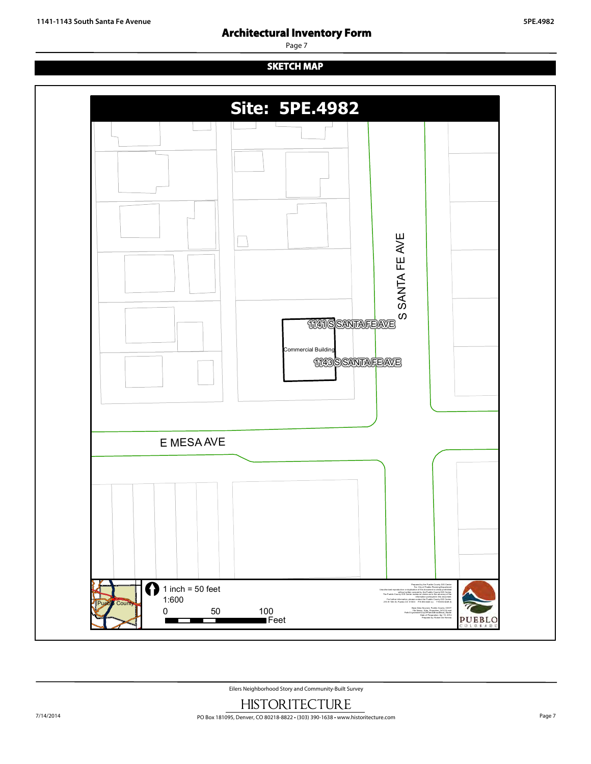# Architectural Inventory Form

## SKETCH MAP

**Site: 5PE.4982**

S SANTA FE AVE

1141 S SANTA FE AVE

Commercial Building

1143 S SANTA FE AVE

E MESA AVE

Pueblo County

1 inch = 50 feet

1:600

0 50 100 Feet

PUEBLO COLORADO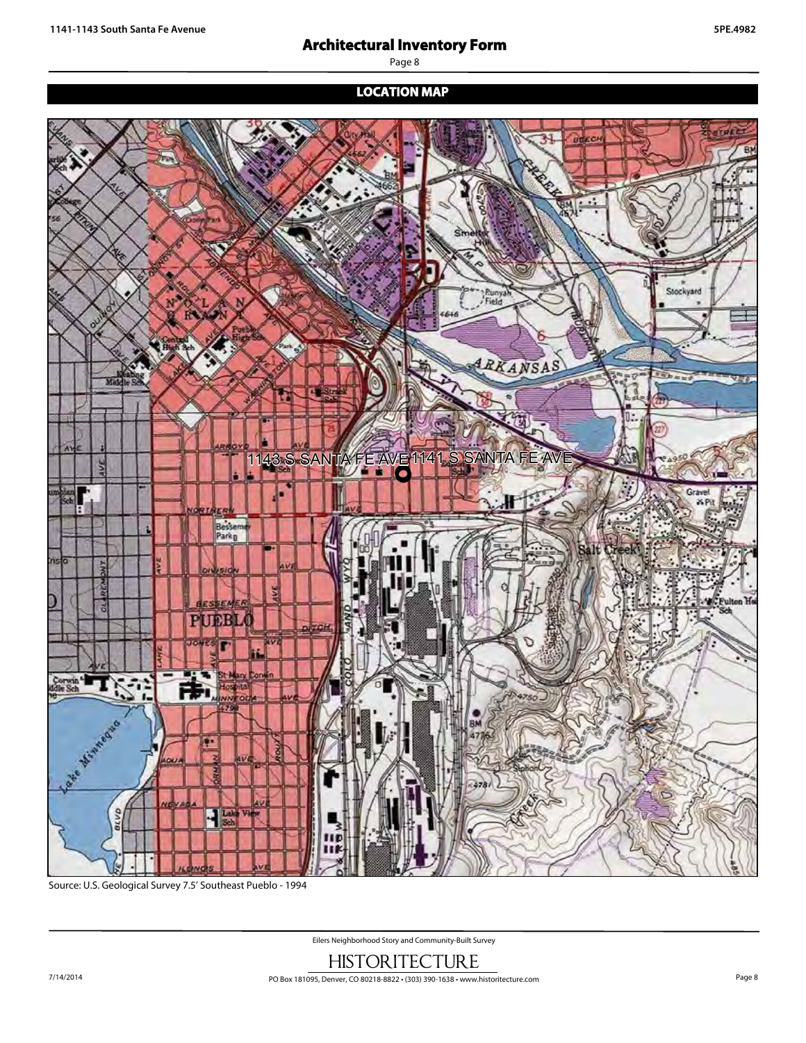## LOCATION MAP

1143 S SANTA FE AVE 1141 S SANTA FE AVE

Source: U.S. Geological Survey 7.5' Southeast Pueblo - 1994